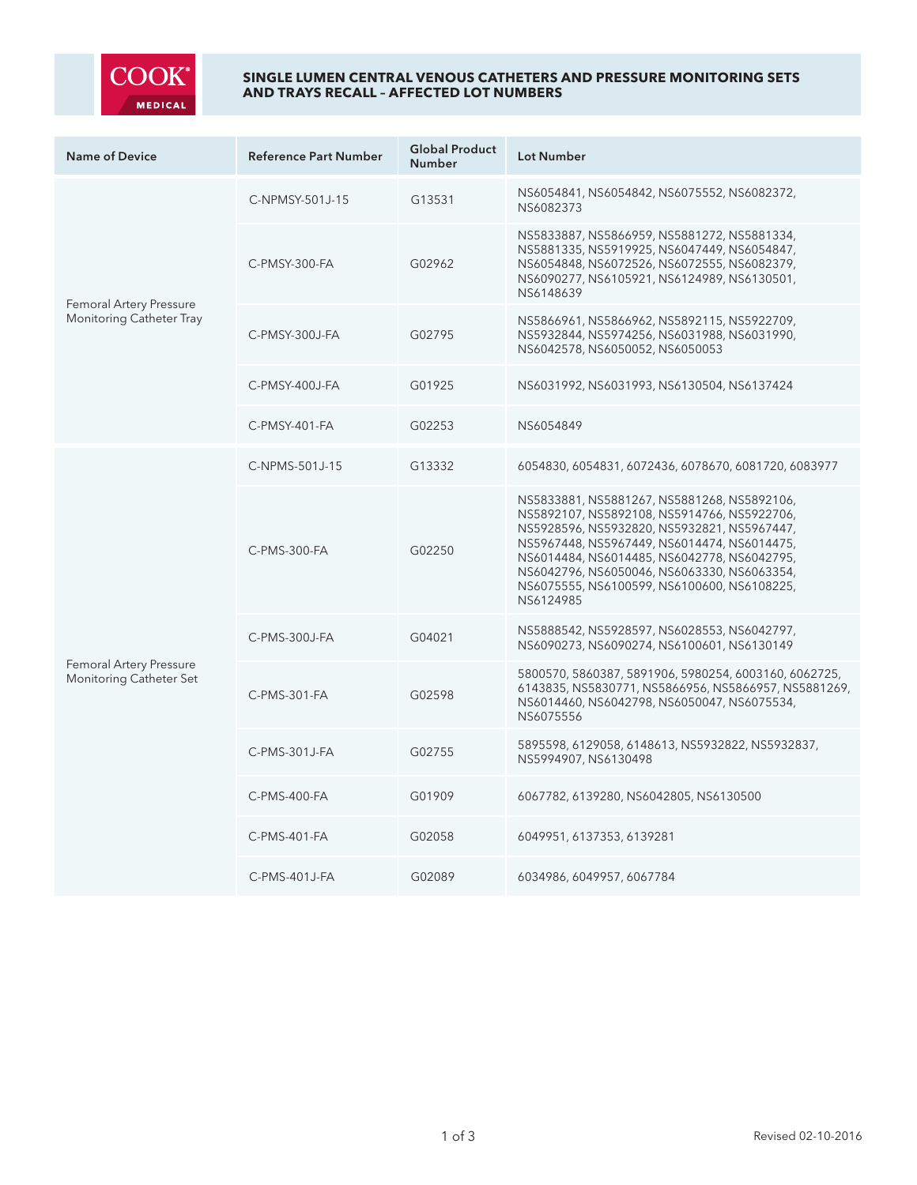# SINGLE LUMEN CENTRAL VENOUS CATHETERS AND PRESSURE MONITORING SETS AND TRAYS RECALL – AFFECTED LOT NUMBERS

| Name of Device | Reference Part Number | Global Product Number | Lot Number |
|---|---|---|---|
| Femoral Artery Pressure Monitoring Catheter Tray | C-NPMSY-501J-15 | G13531 | NS6054841, NS6054842, NS6075552, NS6082372, NS6082373 |
| | C-PMSY-300-FA | G02962 | NS5833887, NS5866959, NS5881272, NS5881334, NS5881335, NS5919925, NS6047449, NS6054847, NS6054848, NS6072526, NS6072555, NS6082379, NS6090277, NS6105921, NS6124989, NS6130501, NS6148639 |
| | C-PMSY-300J-FA | G02795 | NS5866961, NS5866962, NS5892115, NS5922709, NS5932844, NS5974256, NS6031988, NS6031990, NS6042578, NS6050052, NS6050053 |
| | C-PMSY-400J-FA | G01925 | NS6031992, NS6031993, NS6130504, NS6137424 |
| | C-PMSY-401-FA | G02253 | NS6054849 |
| Femoral Artery Pressure Monitoring Catheter Set | C-NPMS-501J-15 | G13332 | 6054830, 6054831, 6072436, 6078670, 6081720, 6083977 |
| | C-PMS-300-FA | G02250 | NS5833881, NS5881267, NS5881268, NS5892106, NS5892107, NS5892108, NS5914766, NS5922706, NS5928596, NS5932820, NS5932821, NS5967447, NS5967448, NS5967449, NS6014474, NS6014475, NS6014484, NS6014485, NS6042778, NS6042795, NS6042796, NS6050046, NS6063330, NS6063354, NS6075555, NS6100599, NS6100600, NS6108225, NS6124985 |
| | C-PMS-300J-FA | G04021 | NS5888542, NS5928597, NS6028553, NS6042797, NS6090273, NS6090274, NS6100601, NS6130149 |
| | C-PMS-301-FA | G02598 | 5800570, 5860387, 5891906, 5980254, 6003160, 6062725, 6143835, NS5830771, NS5866956, NS5866957, NS5881269, NS6014460, NS6042798, NS6050047, NS6075534, NS6075556 |
| | C-PMS-301J-FA | G02755 | 5895598, 6129058, 6148613, NS5932822, NS5932837, NS5994907, NS6130498 |
| | C-PMS-400-FA | G01909 | 6067782, 6139280, NS6042805, NS6130500 |
| | C-PMS-401-FA | G02058 | 6049951, 6137353, 6139281 |
| | C-PMS-401J-FA | G02089 | 6034986, 6049957, 6067784 |

Revised 02-10-2016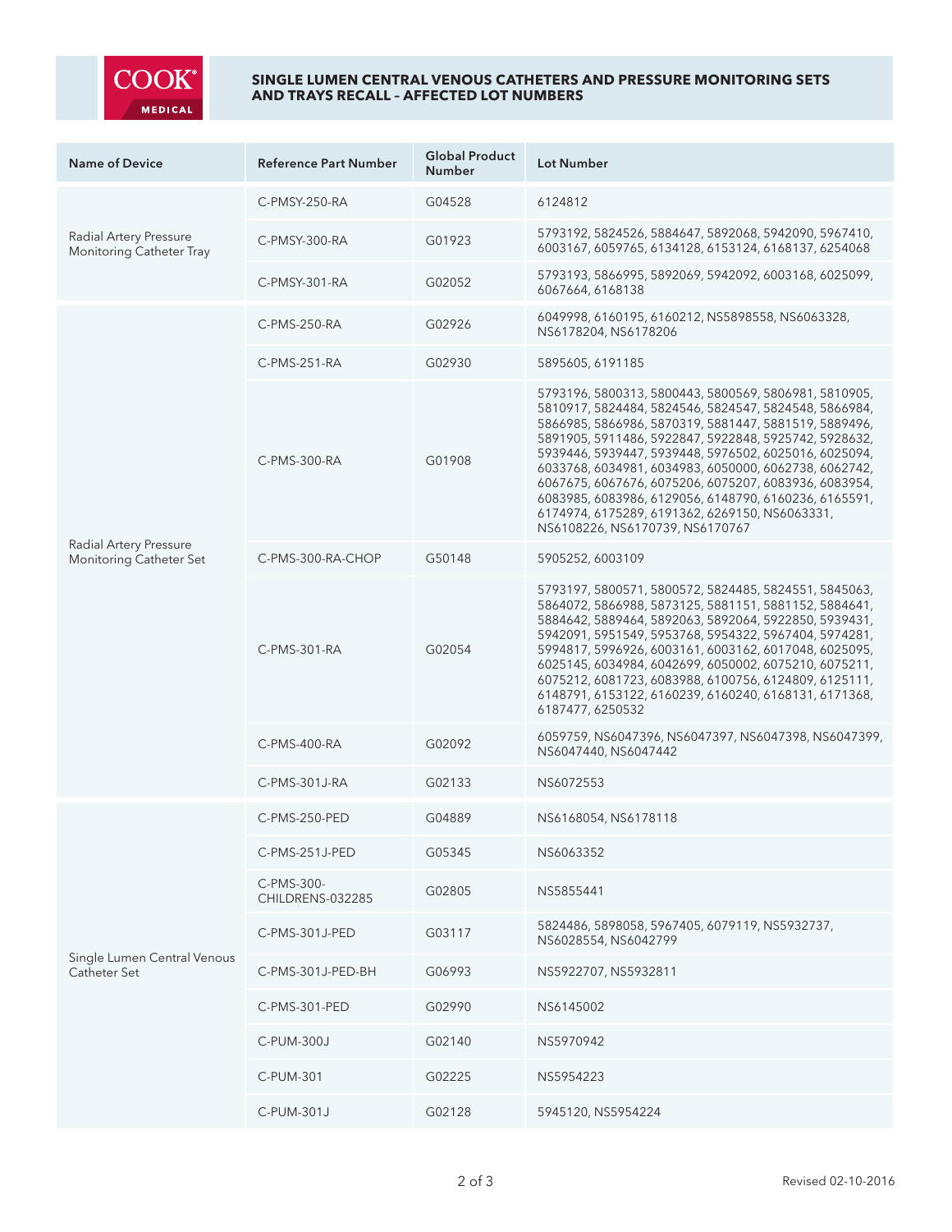# SINGLE LUMEN CENTRAL VENOUS CATHETERS AND PRESSURE MONITORING SETS AND TRAYS RECALL – AFFECTED LOT NUMBERS

| Name of Device | Reference Part Number | Global Product Number | Lot Number |
|---|---|---|---|
| Radial Artery Pressure Monitoring Catheter Tray | C-PMSY-250-RA | G04528 | 6124812 |
| | C-PMSY-300-RA | G01923 | 5793192, 5824526, 5884647, 5892068, 5942090, 5967410, 6003167, 6059765, 6134128, 6153124, 6168137, 6254068 |
| | C-PMSY-301-RA | G02052 | 5793193, 5866995, 5892069, 5942092, 6003168, 6025099, 6067664, 6168138 |
| Radial Artery Pressure Monitoring Catheter Set | C-PMS-250-RA | G02926 | 6049998, 6160195, 6160212, NS5898558, NS6063328, NS6178204, NS6178206 |
| | C-PMS-251-RA | G02930 | 5895605, 6191185 |
| | C-PMS-300-RA | G01908 | 5793196, 5800313, 5800443, 5800569, 5806981, 5810905, 5810917, 5824484, 5824546, 5824547, 5824548, 5866984, 5866985, 5866986, 5870319, 5881447, 5881519, 5889496, 5891905, 5911486, 5922847, 5922848, 5925742, 5928632, 5939446, 5939447, 5939448, 5976502, 6025016, 6025094, 6033768, 6034981, 6034983, 6050000, 6062738, 6062742, 6067675, 6067676, 6075206, 6075207, 6083936, 6083954, 6083985, 6083986, 6129056, 6148790, 6160236, 6165591, 6174974, 6175289, 6191362, 6269150, NS6063331, NS6108226, NS6170739, NS6170767 |
| | C-PMS-300-RA-CHOP | G50148 | 5905252, 6003109 |
| | C-PMS-301-RA | G02054 | 5793197, 5800571, 5800572, 5824485, 5824551, 5845063, 5864072, 5866988, 5873125, 5881151, 5881152, 5884641, 5884642, 5889464, 5892063, 5892064, 5922850, 5939431, 5942091, 5951549, 5953768, 5954322, 5967404, 5974281, 5994817, 5996926, 6003161, 6003162, 6017048, 6025095, 6025145, 6034984, 6042699, 6050002, 6075210, 6075211, 6075212, 6081723, 6083988, 6100756, 6124809, 6125111, 6148791, 6153122, 6160239, 6160240, 6168131, 6171368, 6187477, 6250532 |
| | C-PMS-400-RA | G02092 | 6059759, NS6047396, NS6047397, NS6047398, NS6047399, NS6047440, NS6047442 |
| | C-PMS-301J-RA | G02133 | NS6072553 |
| Single Lumen Central Venous Catheter Set | C-PMS-250-PED | G04889 | NS6168054, NS6178118 |
| | C-PMS-251J-PED | G05345 | NS6063352 |
| | C-PMS-300-CHILDRENS-032285 | G02805 | NS5855441 |
| | C-PMS-301J-PED | G03117 | 5824486, 5898058, 5967405, 6079119, NS5932737, NS6028554, NS6042799 |
| | C-PMS-301J-PED-BH | G06993 | NS5922707, NS5932811 |
| | C-PMS-301-PED | G02990 | NS6145002 |
| | C-PUM-300J | G02140 | NS5970942 |
| | C-PUM-301 | G02225 | NS5954223 |
| | C-PUM-301J | G02128 | 5945120, NS5954224 |

Revised 02-10-2016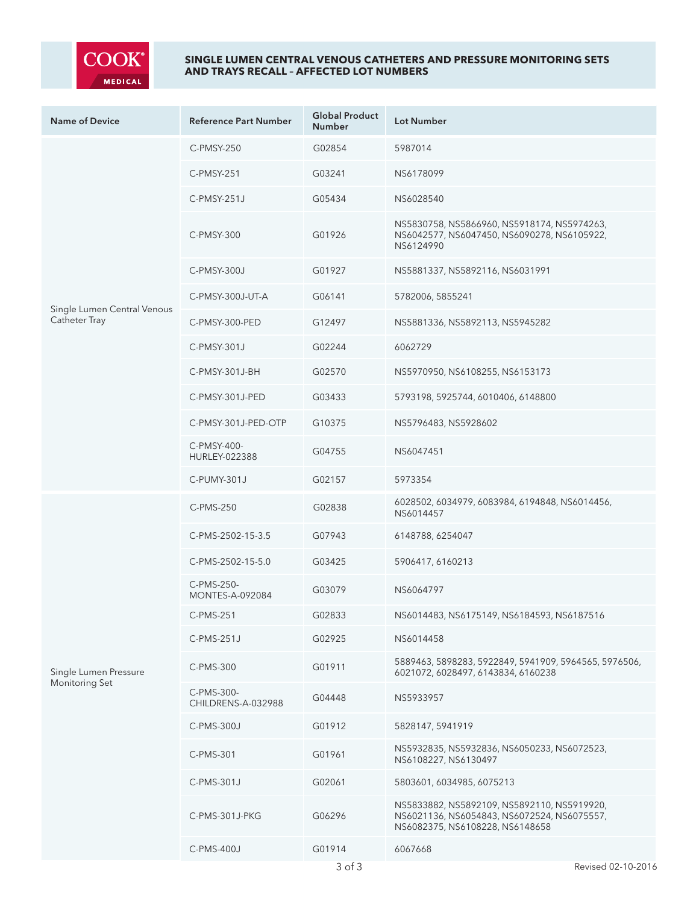## SINGLE LUMEN CENTRAL VENOUS CATHETERS AND PRESSURE MONITORING SETS AND TRAYS RECALL – AFFECTED LOT NUMBERS

| Name of Device | Reference Part Number | Global Product Number | Lot Number |
|---|---|---|---|
| Single Lumen Central Venous Catheter Tray | C-PMSY-250 | G02854 | 5987014 |
| | C-PMSY-251 | G03241 | NS6178099 |
| | C-PMSY-251J | G05434 | NS6028540 |
| | C-PMSY-300 | G01926 | NS5830758, NS5866960, NS5918174, NS5974263, NS6042577, NS6047450, NS6090278, NS6105922, NS6124990 |
| | C-PMSY-300J | G01927 | NS5881337, NS5892116, NS6031991 |
| | C-PMSY-300J-UT-A | G06141 | 5782006, 5855241 |
| | C-PMSY-300-PED | G12497 | NS5881336, NS5892113, NS5945282 |
| | C-PMSY-301J | G02244 | 6062729 |
| | C-PMSY-301J-BH | G02570 | NS5970950, NS6108255, NS6153173 |
| | C-PMSY-301J-PED | G03433 | 5793198, 5925744, 6010406, 6148800 |
| | C-PMSY-301J-PED-OTP | G10375 | NS5796483, NS5928602 |
| | C-PMSY-400-HURLEY-022388 | G04755 | NS6047451 |
| | C-PUMY-301J | G02157 | 5973354 |
| Single Lumen Pressure Monitoring Set | C-PMS-250 | G02838 | 6028502, 6034979, 6083984, 6194848, NS6014456, NS6014457 |
| | C-PMS-2502-15-3.5 | G07943 | 6148788, 6254047 |
| | C-PMS-2502-15-5.0 | G03425 | 5906417, 6160213 |
| | C-PMS-250-MONTES-A-092084 | G03079 | NS6064797 |
| | C-PMS-251 | G02833 | NS6014483, NS6175149, NS6184593, NS6187516 |
| | C-PMS-251J | G02925 | NS6014458 |
| | C-PMS-300 | G01911 | 5889463, 5898283, 5922849, 5941909, 5964565, 5976506, 6021072, 6028497, 6143834, 6160238 |
| | C-PMS-300-CHILDRENS-A-032988 | G04448 | NS5933957 |
| | C-PMS-300J | G01912 | 5828147, 5941919 |
| | C-PMS-301 | G01961 | NS5932835, NS5932836, NS6050233, NS6072523, NS6108227, NS6130497 |
| | C-PMS-301J | G02061 | 5803601, 6034985, 6075213 |
| | C-PMS-301J-PKG | G06296 | NS5833882, NS5892109, NS5892110, NS5919920, NS6021136, NS6054843, NS6072524, NS6075557, NS6082375, NS6108228, NS6148658 |
| | C-PMS-400J | G01914 | 6067668 |

Revised 02-10-2016